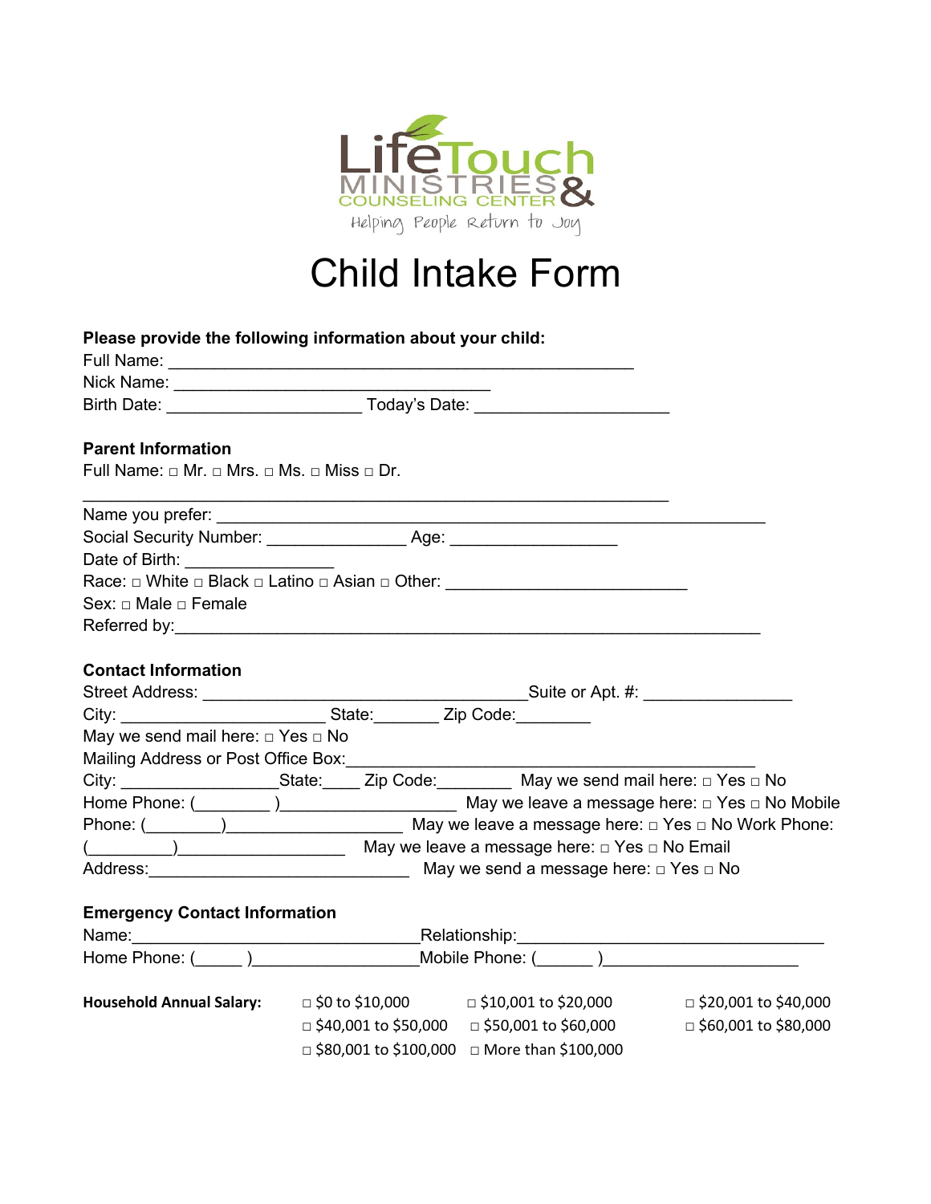LifeTouch MINISTRIES & COUNSELING CENTER

Helping People Return to Joy

# Child Intake Form

**Please provide the following information about your child:**

Full Name: ________________________________________________

Nick Name: _________________________________

Birth Date: ____________________ Today's Date: ____________________

**Parent Information**

Full Name: □ Mr. □ Mrs. □ Ms. □ Miss □ Dr.

____________________________________________________________

Name you prefer: _________________________________________________________

Social Security Number: _______________ Age: _________________

Date of Birth: _______________

Race: □ White □ Black □ Latino □ Asian □ Other: _________________________

Sex: □ Male □ Female

Referred by:___________________________________________________________

**Contact Information**

Street Address: __________________________________Suite or Apt. #: _______________

City: _____________________ State:_______ Zip Code:________

May we send mail here: □ Yes □ No

Mailing Address or Post Office Box:__________________________________________

City: ________________State:____ Zip Code:________ May we send mail here: □ Yes □ No

Home Phone: (________ )___________________ May we leave a message here: □ Yes □ No

Mobile Phone: (________)___________________ May we leave a message here: □ Yes □ No

Work Phone: (_________)__________________ May we leave a message here: □ Yes □ No

Email Address:____________________________ May we send a message here: □ Yes □ No

**Emergency Contact Information**

Name:_____________________________Relationship:________________________________

Home Phone: (_____ )_________________Mobile Phone: (______ )____________________

**Household Annual Salary:**

□ $0 to $10,000 □ $10,001 to $20,000 □ $20,001 to $40,000

□ $40,001 to $50,000 □ $50,001 to $60,000 □ $60,001 to $80,000

□ $80,001 to $100,000 □ More than $100,000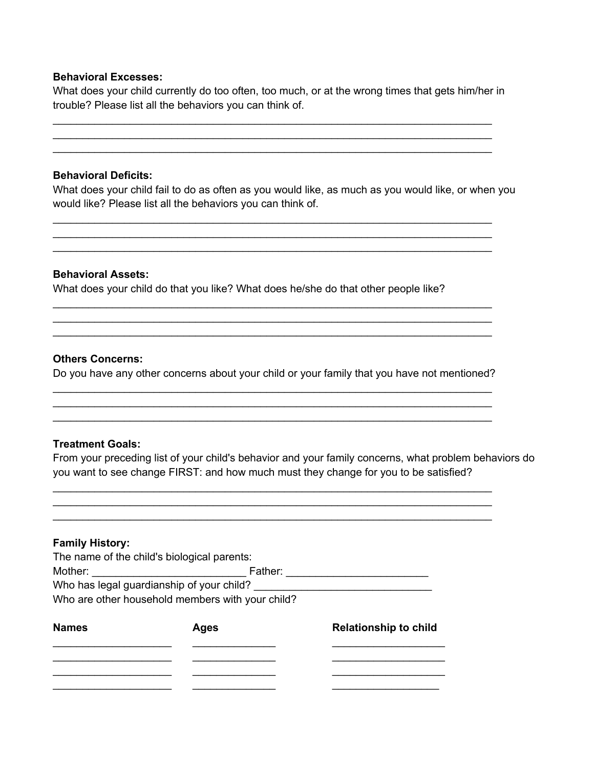**Behavioral Excesses:**
What does your child currently do too often, too much, or at the wrong times that gets him/her in trouble? Please list all the behaviors you can think of.

_____________________________________________________________________________
_____________________________________________________________________________
_____________________________________________________________________________

**Behavioral Deficits:**
What does your child fail to do as often as you would like, as much as you would like, or when you would like? Please list all the behaviors you can think of.

_____________________________________________________________________________
_____________________________________________________________________________
_____________________________________________________________________________

**Behavioral Assets:**
What does your child do that you like? What does he/she do that other people like?

_____________________________________________________________________________
_____________________________________________________________________________
_____________________________________________________________________________

**Others Concerns:**
Do you have any other concerns about your child or your family that you have not mentioned?

_____________________________________________________________________________
_____________________________________________________________________________
_____________________________________________________________________________

**Treatment Goals:**
From your preceding list of your child's behavior and your family concerns, what problem behaviors do you want to see change FIRST: and how much must they change for you to be satisfied?

_____________________________________________________________________________
_____________________________________________________________________________
_____________________________________________________________________________

**Family History:**
The name of the child's biological parents:
Mother: __________________________ Father: ________________________
Who has legal guardianship of your child? _______________________________
Who are other household members with your child?

| **Names** | **Ages** | **Relationship to child** |
|---|---|---|
| ____________________ | ______________ | ___________________ |
| ____________________ | ______________ | ___________________ |
| ____________________ | ______________ | ___________________ |
| ____________________ | ______________ | __________________ |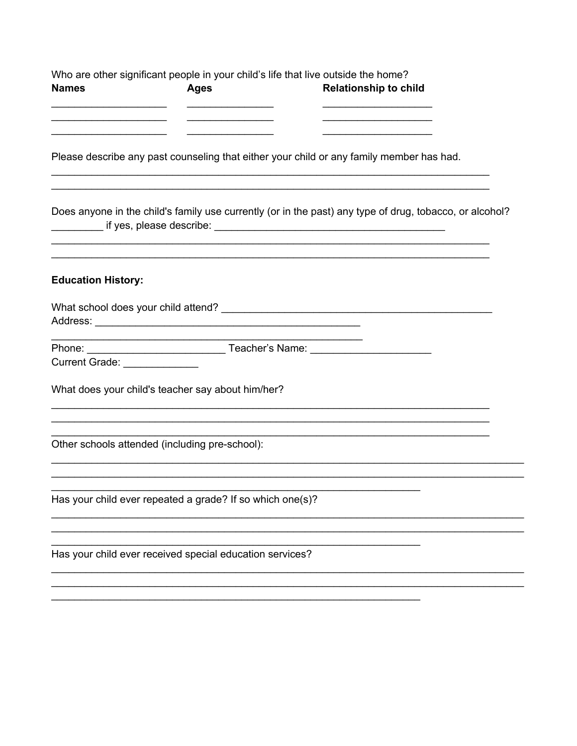Who are other significant people in your child's life that live outside the home?

| **Names** | **Ages** | **Relationship to child** |
|---|---|---|
| ____________________ | _______________ | ___________________ |
| ____________________ | _______________ | ___________________ |
| ____________________ | _______________ | ___________________ |

Please describe any past counseling that either your child or any family member has had.

_____________________________________________________________________________
_____________________________________________________________________________

Does anyone in the child's family use currently (or in the past) any type of drug, tobacco, or alcohol?
_________ if yes, please describe: ________________________________________
_____________________________________________________________________________
_____________________________________________________________________________

**Education History:**

What school does your child attend? _______________________________________________
Address: ______________________________________________
______________________________________________________
Phone: _______________________ Teacher's Name: ____________________
Current Grade: _____________

What does your child's teacher say about him/her?

_____________________________________________________________________________
_____________________________________________________________________________
_____________________________________________________________________________

Other schools attended (including pre-school):

___________________________________________________________________________________
___________________________________________________________________________________
_________________________________________________________________

Has your child ever repeated a grade? If so which one(s)?

___________________________________________________________________________________
___________________________________________________________________________________
_________________________________________________________________

Has your child ever received special education services?

___________________________________________________________________________________
___________________________________________________________________________________
_________________________________________________________________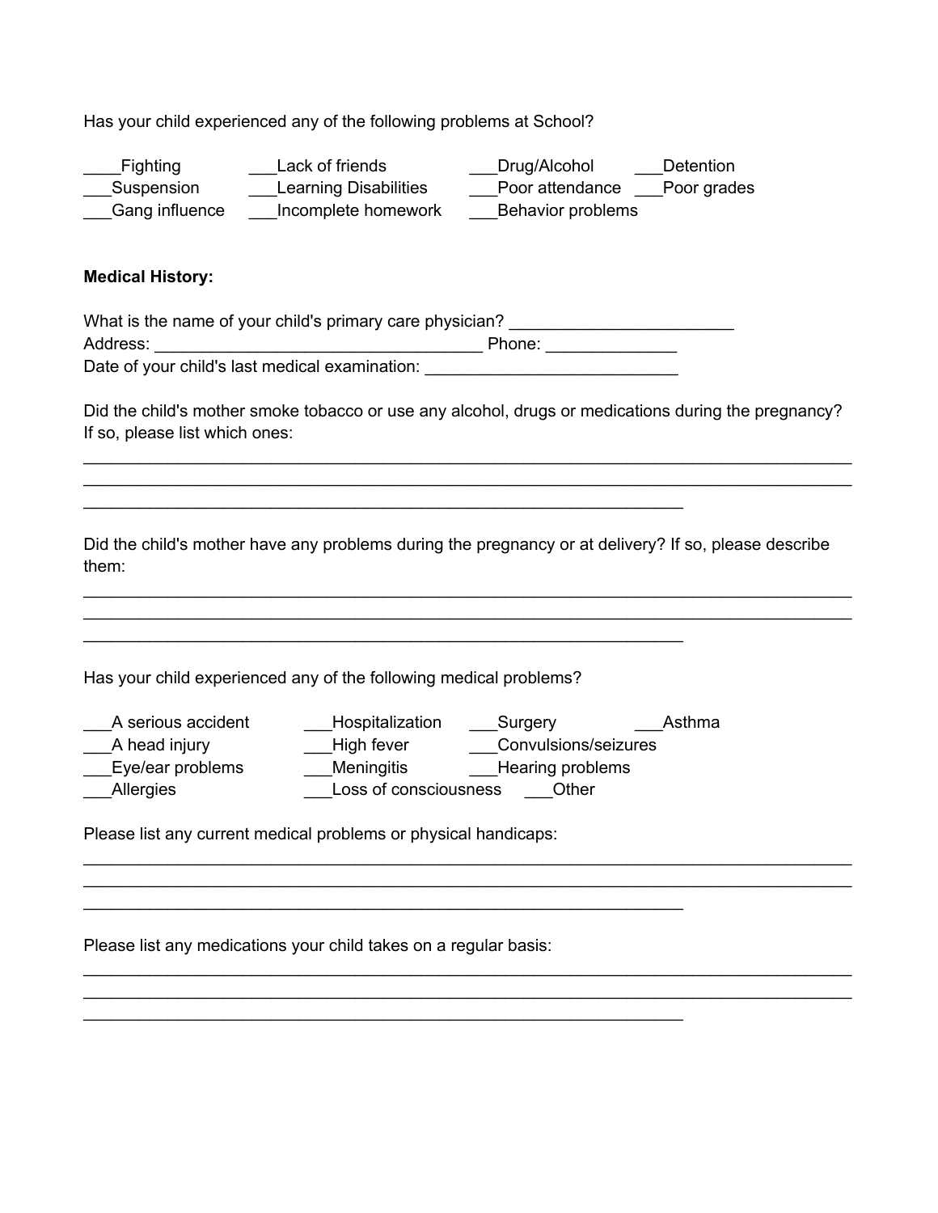Has your child experienced any of the following problems at School?

____Fighting ___Lack of friends ___Drug/Alcohol ___Detention
___Suspension ___Learning Disabilities ___Poor attendance ___Poor grades
___Gang influence ___Incomplete homework ___Behavior problems

**Medical History:**

What is the name of your child's primary care physician? ________________________
Address: ____________________________________ Phone: ______________
Date of your child's last medical examination: ___________________________

Did the child's mother smoke tobacco or use any alcohol, drugs or medications during the pregnancy? If so, please list which ones:

_____________________________________________________________________________
_____________________________________________________________________________
___________________________________________________________________

Did the child's mother have any problems during the pregnancy or at delivery? If so, please describe them:

_____________________________________________________________________________
_____________________________________________________________________________
___________________________________________________________________

Has your child experienced any of the following medical problems?

___A serious accident ___Hospitalization ___Surgery ___Asthma
___A head injury ___High fever ___Convulsions/seizures
___Eye/ear problems ___Meningitis ___Hearing problems
___Allergies ___Loss of consciousness ___Other

Please list any current medical problems or physical handicaps:

_____________________________________________________________________________
_____________________________________________________________________________
___________________________________________________________________

Please list any medications your child takes on a regular basis:

_____________________________________________________________________________
_____________________________________________________________________________
___________________________________________________________________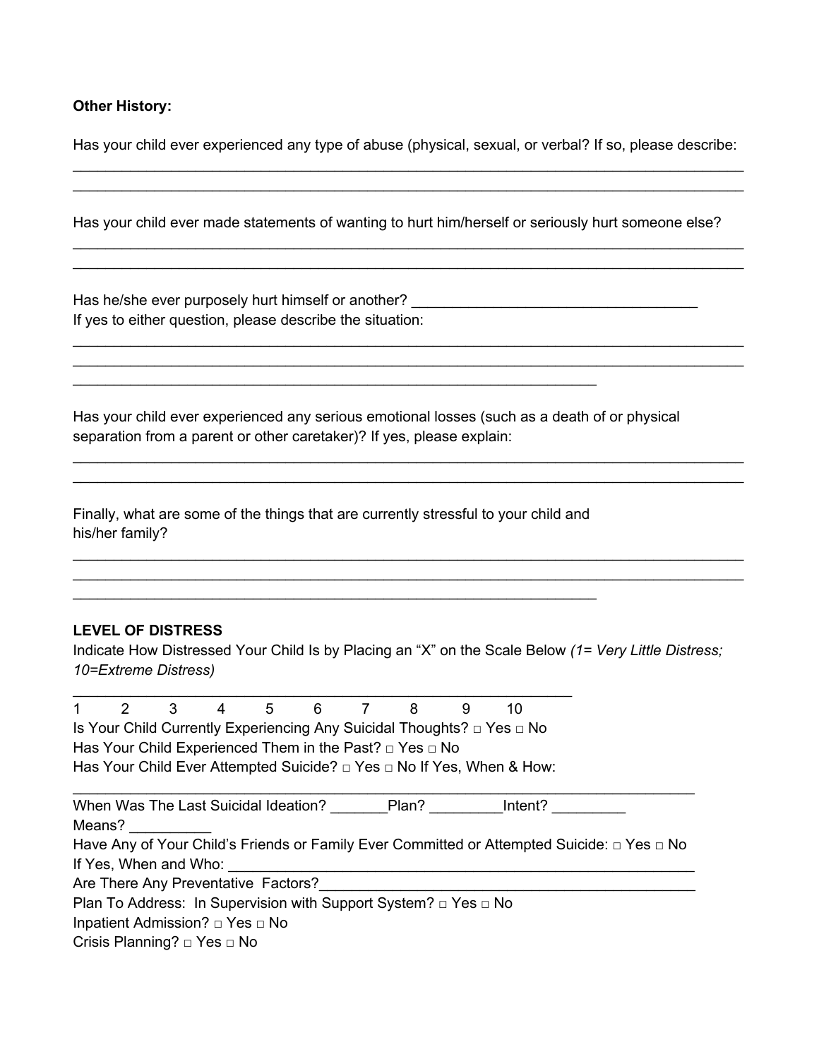**Other History:**

Has your child ever experienced any type of abuse (physical, sexual, or verbal? If so, please describe:

_______________________________________________________________________________

_______________________________________________________________________________

Has your child ever made statements of wanting to hurt him/herself or seriously hurt someone else?

_______________________________________________________________________________

_______________________________________________________________________________

Has he/she ever purposely hurt himself or another? ____________________________________

If yes to either question, please describe the situation:

_______________________________________________________________________________

_______________________________________________________________________________

_______________________________________________________________

Has your child ever experienced any serious emotional losses (such as a death of or physical separation from a parent or other caretaker)? If yes, please explain:

_______________________________________________________________________________

_______________________________________________________________________________

Finally, what are some of the things that are currently stressful to your child and his/her family?

_______________________________________________________________________________

_______________________________________________________________________________

_______________________________________________________________

**LEVEL OF DISTRESS**

Indicate How Distressed Your Child Is by Placing an "X" on the Scale Below *(1= Very Little Distress; 10=Extreme Distress)*

____________________________________________________________

1 2 3 4 5 6 7 8 9 10

Is Your Child Currently Experiencing Any Suicidal Thoughts? □ Yes □ No

Has Your Child Experienced Them in the Past? □ Yes □ No

Has Your Child Ever Attempted Suicide? □ Yes □ No If Yes, When & How:

___________________________________________________________________________

When Was The Last Suicidal Ideation? _______Plan? _________Intent? _________

Means? __________

Have Any of Your Child's Friends or Family Ever Committed or Attempted Suicide: □ Yes □ No

If Yes, When and Who: ________________________________________________________

Are There Any Preventative Factors?_______________________________________________

Plan To Address: In Supervision with Support System? □ Yes □ No

Inpatient Admission? □ Yes □ No

Crisis Planning? □ Yes □ No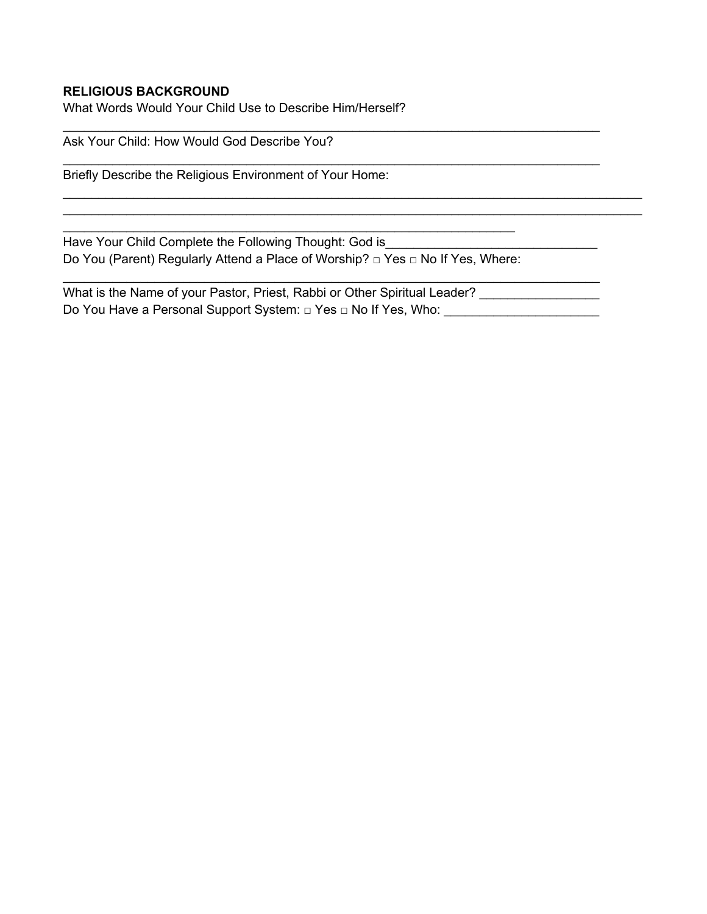**RELIGIOUS BACKGROUND**

What Words Would Your Child Use to Describe Him/Herself?

_______________________________________________________________________________

Ask Your Child: How Would God Describe You?

_______________________________________________________________________________

Briefly Describe the Religious Environment of Your Home:

_____________________________________________________________________________________

_____________________________________________________________________________________

_________________________________________________________________

Have Your Child Complete the Following Thought: God is______________________________

Do You (Parent) Regularly Attend a Place of Worship? □ Yes □ No If Yes, Where:

_______________________________________________________________________________

What is the Name of your Pastor, Priest, Rabbi or Other Spiritual Leader? ________________

Do You Have a Personal Support System: □ Yes □ No If Yes, Who: ______________________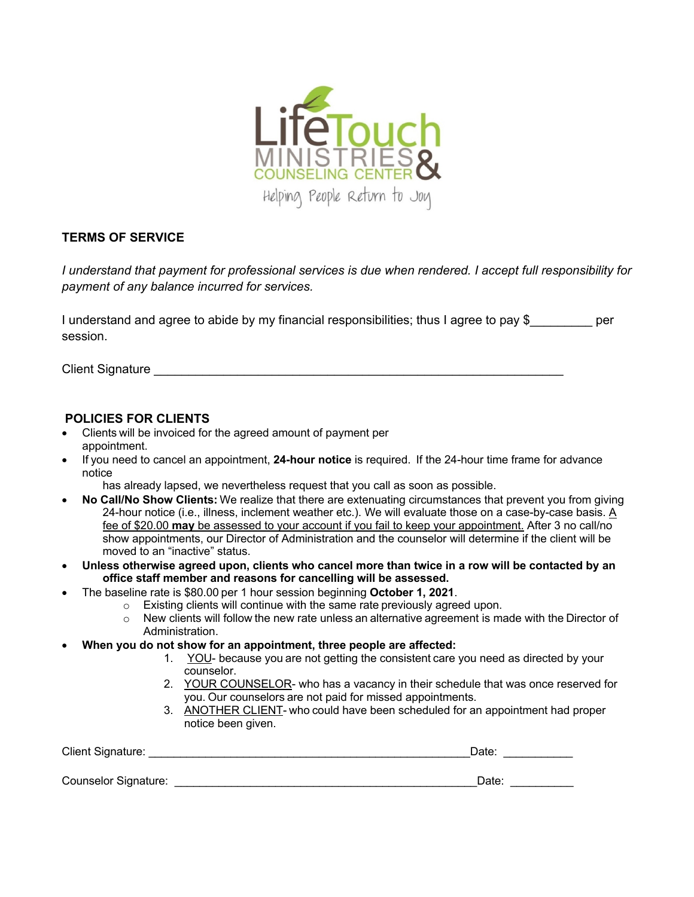LifeTouch MINISTRIES & COUNSELING CENTER

Helping People Return to Joy

## TERMS OF SERVICE

*I understand that payment for professional services is due when rendered. I accept full responsibility for payment of any balance incurred for services.*

I understand and agree to abide by my financial responsibilities; thus I agree to pay $_________ per session.

Client Signature ___________________________________________________________

## POLICIES FOR CLIENTS

- Clients will be invoiced for the agreed amount of payment per appointment.
- If you need to cancel an appointment, **24-hour notice** is required. If the 24-hour time frame for advance notice has already lapsed, we nevertheless request that you call as soon as possible.
- **No Call/No Show Clients:** We realize that there are extenuating circumstances that prevent you from giving 24-hour notice (i.e., illness, inclement weather etc.). We will evaluate those on a case-by-case basis. <u>A fee of $20.00 **may** be assessed to your account if you fail to keep your appointment.</u> After 3 no call/no show appointments, our Director of Administration and the counselor will determine if the client will be moved to an "inactive" status.
- **Unless otherwise agreed upon, clients who cancel more than twice in a row will be contacted by an office staff member and reasons for cancelling will be assessed.**
- The baseline rate is $80.00 per 1 hour session beginning **October 1, 2021**.
  - Existing clients will continue with the same rate previously agreed upon.
  - New clients will follow the new rate unless an alternative agreement is made with the Director of Administration.
- **When you do not show for an appointment, three people are affected:**
  1. <u>YOU</u>- because you are not getting the consistent care you need as directed by your counselor.
  2. <u>YOUR COUNSELOR</u>- who has a vacancy in their schedule that was once reserved for you. Our counselors are not paid for missed appointments.
  3. <u>ANOTHER CLIENT</u>- who could have been scheduled for an appointment had proper notice been given.

Client Signature: ____________________________________________________Date: ___________

Counselor Signature: _________________________________________________Date: __________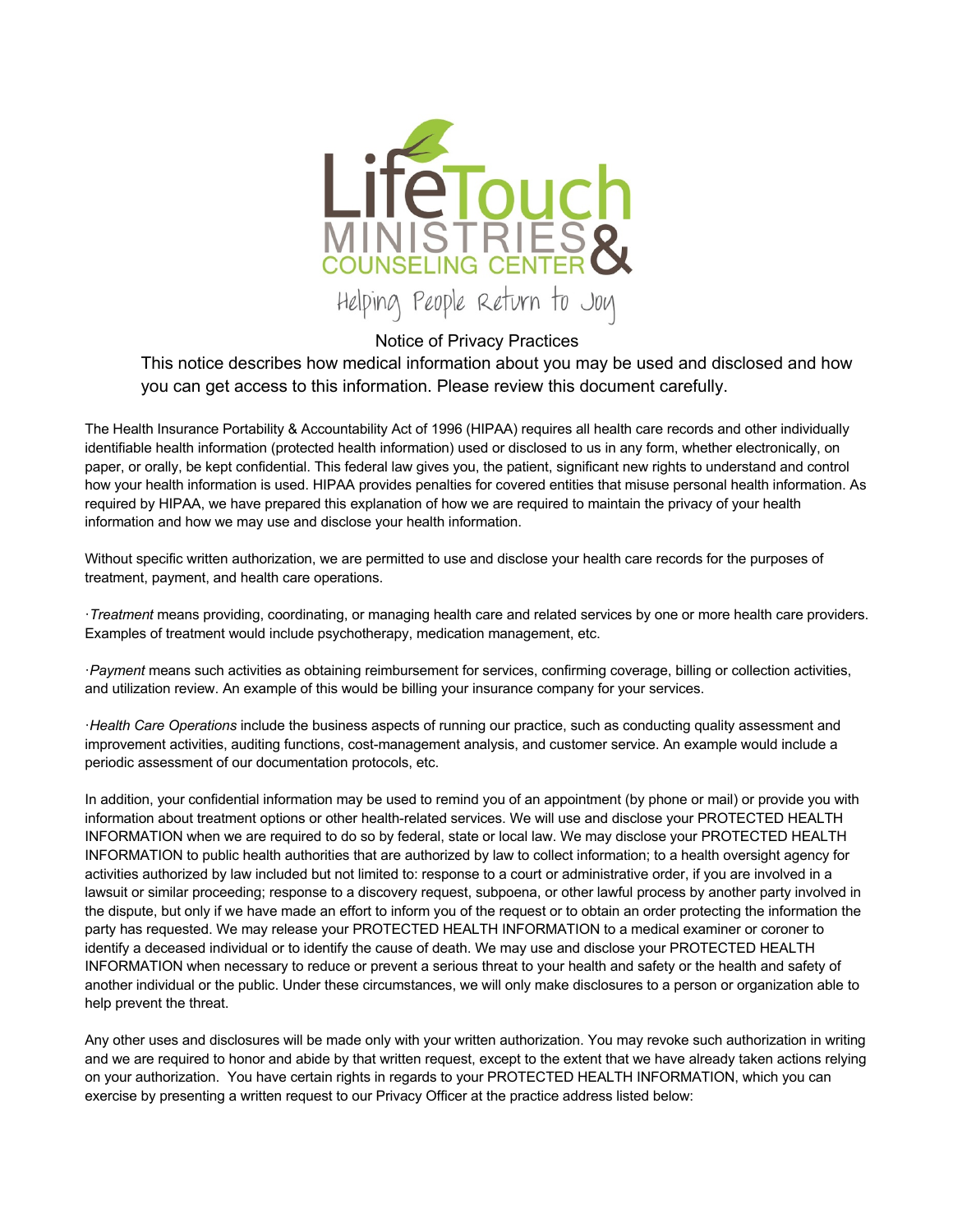LifeTouch MINISTRIES & COUNSELING CENTER

Helping People Return to Joy

# Notice of Privacy Practices

This notice describes how medical information about you may be used and disclosed and how you can get access to this information. Please review this document carefully.

The Health Insurance Portability & Accountability Act of 1996 (HIPAA) requires all health care records and other individually identifiable health information (protected health information) used or disclosed to us in any form, whether electronically, on paper, or orally, be kept confidential. This federal law gives you, the patient, significant new rights to understand and control how your health information is used. HIPAA provides penalties for covered entities that misuse personal health information. As required by HIPAA, we have prepared this explanation of how we are required to maintain the privacy of your health information and how we may use and disclose your health information.

Without specific written authorization, we are permitted to use and disclose your health care records for the purposes of treatment, payment, and health care operations.

·*Treatment* means providing, coordinating, or managing health care and related services by one or more health care providers. Examples of treatment would include psychotherapy, medication management, etc.

·*Payment* means such activities as obtaining reimbursement for services, confirming coverage, billing or collection activities, and utilization review. An example of this would be billing your insurance company for your services.

·*Health Care Operations* include the business aspects of running our practice, such as conducting quality assessment and improvement activities, auditing functions, cost-management analysis, and customer service. An example would include a periodic assessment of our documentation protocols, etc.

In addition, your confidential information may be used to remind you of an appointment (by phone or mail) or provide you with information about treatment options or other health-related services. We will use and disclose your PROTECTED HEALTH INFORMATION when we are required to do so by federal, state or local law. We may disclose your PROTECTED HEALTH INFORMATION to public health authorities that are authorized by law to collect information; to a health oversight agency for activities authorized by law included but not limited to: response to a court or administrative order, if you are involved in a lawsuit or similar proceeding; response to a discovery request, subpoena, or other lawful process by another party involved in the dispute, but only if we have made an effort to inform you of the request or to obtain an order protecting the information the party has requested. We may release your PROTECTED HEALTH INFORMATION to a medical examiner or coroner to identify a deceased individual or to identify the cause of death. We may use and disclose your PROTECTED HEALTH INFORMATION when necessary to reduce or prevent a serious threat to your health and safety or the health and safety of another individual or the public. Under these circumstances, we will only make disclosures to a person or organization able to help prevent the threat.

Any other uses and disclosures will be made only with your written authorization. You may revoke such authorization in writing and we are required to honor and abide by that written request, except to the extent that we have already taken actions relying on your authorization. You have certain rights in regards to your PROTECTED HEALTH INFORMATION, which you can exercise by presenting a written request to our Privacy Officer at the practice address listed below: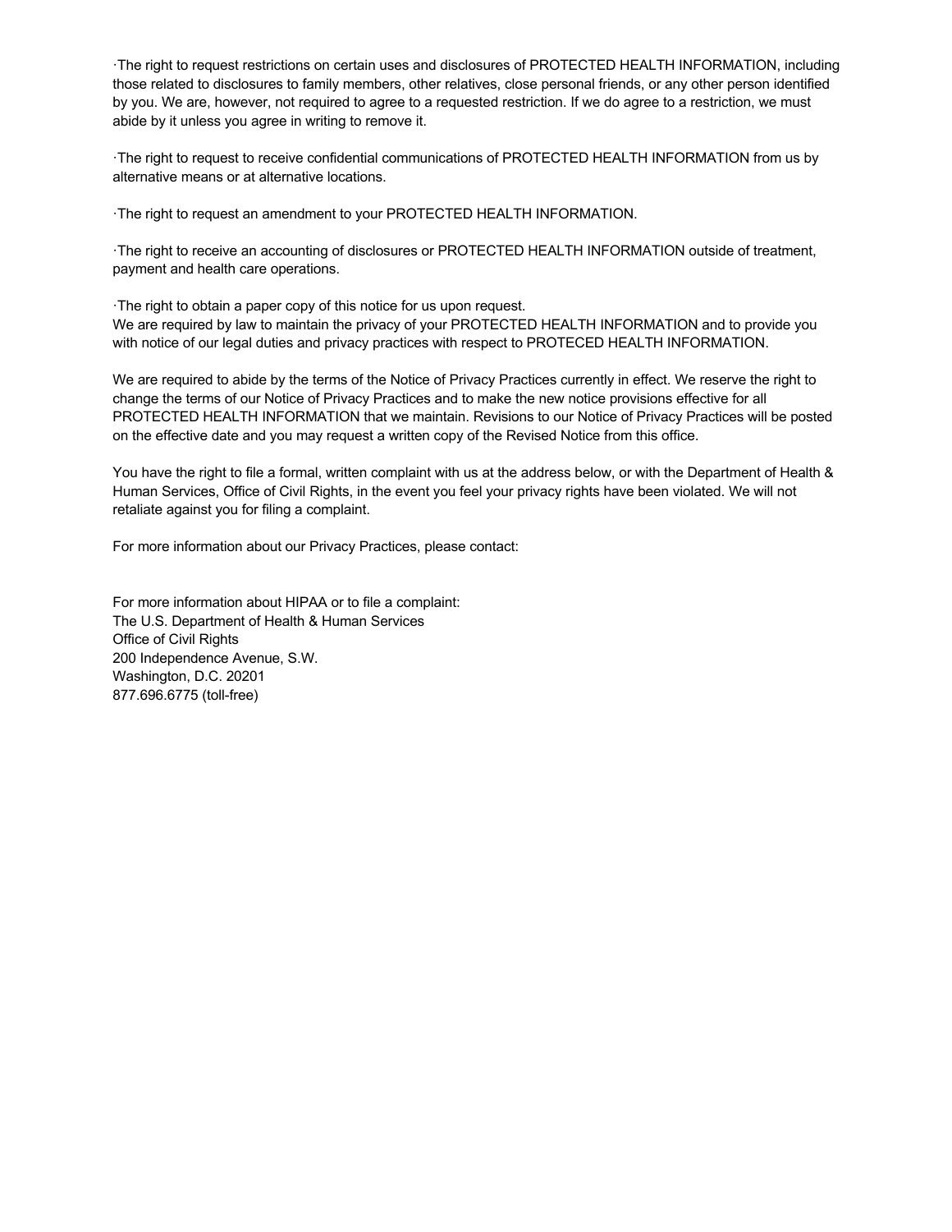·The right to request restrictions on certain uses and disclosures of PROTECTED HEALTH INFORMATION, including those related to disclosures to family members, other relatives, close personal friends, or any other person identified by you. We are, however, not required to agree to a requested restriction. If we do agree to a restriction, we must abide by it unless you agree in writing to remove it.

·The right to request to receive confidential communications of PROTECTED HEALTH INFORMATION from us by alternative means or at alternative locations.

·The right to request an amendment to your PROTECTED HEALTH INFORMATION.

·The right to receive an accounting of disclosures or PROTECTED HEALTH INFORMATION outside of treatment, payment and health care operations.

·The right to obtain a paper copy of this notice for us upon request.
We are required by law to maintain the privacy of your PROTECTED HEALTH INFORMATION and to provide you with notice of our legal duties and privacy practices with respect to PROTECED HEALTH INFORMATION.

We are required to abide by the terms of the Notice of Privacy Practices currently in effect. We reserve the right to change the terms of our Notice of Privacy Practices and to make the new notice provisions effective for all PROTECTED HEALTH INFORMATION that we maintain. Revisions to our Notice of Privacy Practices will be posted on the effective date and you may request a written copy of the Revised Notice from this office.

You have the right to file a formal, written complaint with us at the address below, or with the Department of Health & Human Services, Office of Civil Rights, in the event you feel your privacy rights have been violated. We will not retaliate against you for filing a complaint.

For more information about our Privacy Practices, please contact:

For more information about HIPAA or to file a complaint:
The U.S. Department of Health & Human Services
Office of Civil Rights
200 Independence Avenue, S.W.
Washington, D.C. 20201
877.696.6775 (toll-free)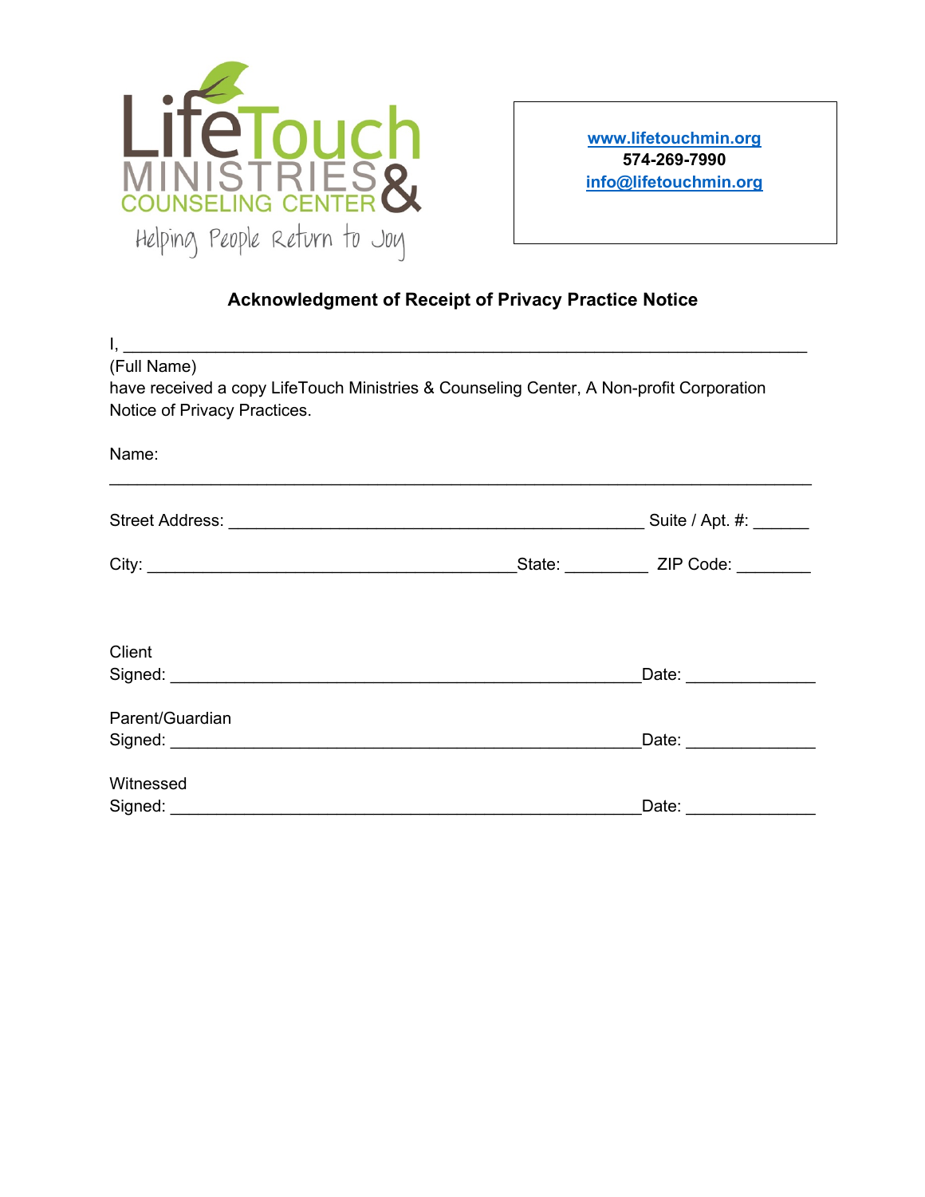LifeTouch
MINISTRIES &
COUNSELING CENTER
Helping People Return to Joy

www.lifetouchmin.org
574-269-7990
info@lifetouchmin.org

## Acknowledgment of Receipt of Privacy Practice Notice

I, ___________________________________________________________________________
(Full Name)
have received a copy LifeTouch Ministries & Counseling Center, A Non-profit Corporation Notice of Privacy Practices.

Name:
______________________________________________________________________________

Street Address: ______________________________________________ Suite / Apt. #: ______

City: __________________________________________ State: _________ ZIP Code: ________

Client
Signed: _____________________________________________________ Date: ______________

Parent/Guardian
Signed: _____________________________________________________ Date: ______________

Witnessed
Signed: _____________________________________________________ Date: ______________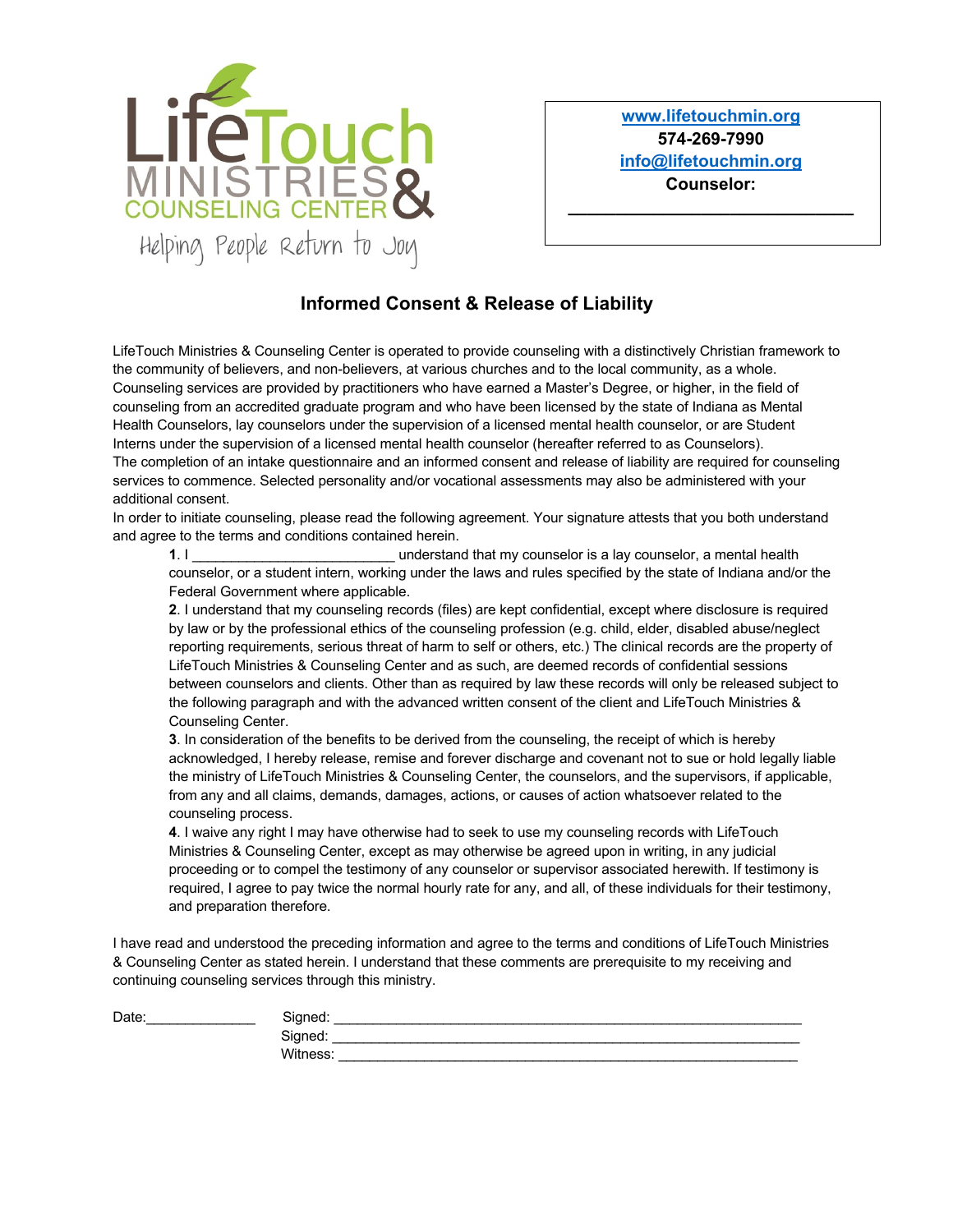LifeTouch MINISTRIES & COUNSELING CENTER

Helping People Return to Joy

www.lifetouchmin.org
574-269-7990
info@lifetouchmin.org
**Counselor:**
______________________________

## Informed Consent & Release of Liability

LifeTouch Ministries & Counseling Center is operated to provide counseling with a distinctively Christian framework to the community of believers, and non-believers, at various churches and to the local community, as a whole. Counseling services are provided by practitioners who have earned a Master's Degree, or higher, in the field of counseling from an accredited graduate program and who have been licensed by the state of Indiana as Mental Health Counselors, lay counselors under the supervision of a licensed mental health counselor, or are Student Interns under the supervision of a licensed mental health counselor (hereafter referred to as Counselors).
The completion of an intake questionnaire and an informed consent and release of liability are required for counseling services to commence. Selected personality and/or vocational assessments may also be administered with your additional consent.
In order to initiate counseling, please read the following agreement. Your signature attests that you both understand and agree to the terms and conditions contained herein.

**1**. I __________________________ understand that my counselor is a lay counselor, a mental health counselor, or a student intern, working under the laws and rules specified by the state of Indiana and/or the Federal Government where applicable.

**2**. I understand that my counseling records (files) are kept confidential, except where disclosure is required by law or by the professional ethics of the counseling profession (e.g. child, elder, disabled abuse/neglect reporting requirements, serious threat of harm to self or others, etc.) The clinical records are the property of LifeTouch Ministries & Counseling Center and as such, are deemed records of confidential sessions between counselors and clients. Other than as required by law these records will only be released subject to the following paragraph and with the advanced written consent of the client and LifeTouch Ministries & Counseling Center.

**3**. In consideration of the benefits to be derived from the counseling, the receipt of which is hereby acknowledged, I hereby release, remise and forever discharge and covenant not to sue or hold legally liable the ministry of LifeTouch Ministries & Counseling Center, the counselors, and the supervisors, if applicable, from any and all claims, demands, damages, actions, or causes of action whatsoever related to the counseling process.

**4**. I waive any right I may have otherwise had to seek to use my counseling records with LifeTouch Ministries & Counseling Center, except as may otherwise be agreed upon in writing, in any judicial proceeding or to compel the testimony of any counselor or supervisor associated herewith. If testimony is required, I agree to pay twice the normal hourly rate for any, and all, of these individuals for their testimony, and preparation therefore.

I have read and understood the preceding information and agree to the terms and conditions of LifeTouch Ministries & Counseling Center as stated herein. I understand that these comments are prerequisite to my receiving and continuing counseling services through this ministry.

Date:______________ Signed: ____________________________________________________________

Signed: ____________________________________________________________

Witness: ___________________________________________________________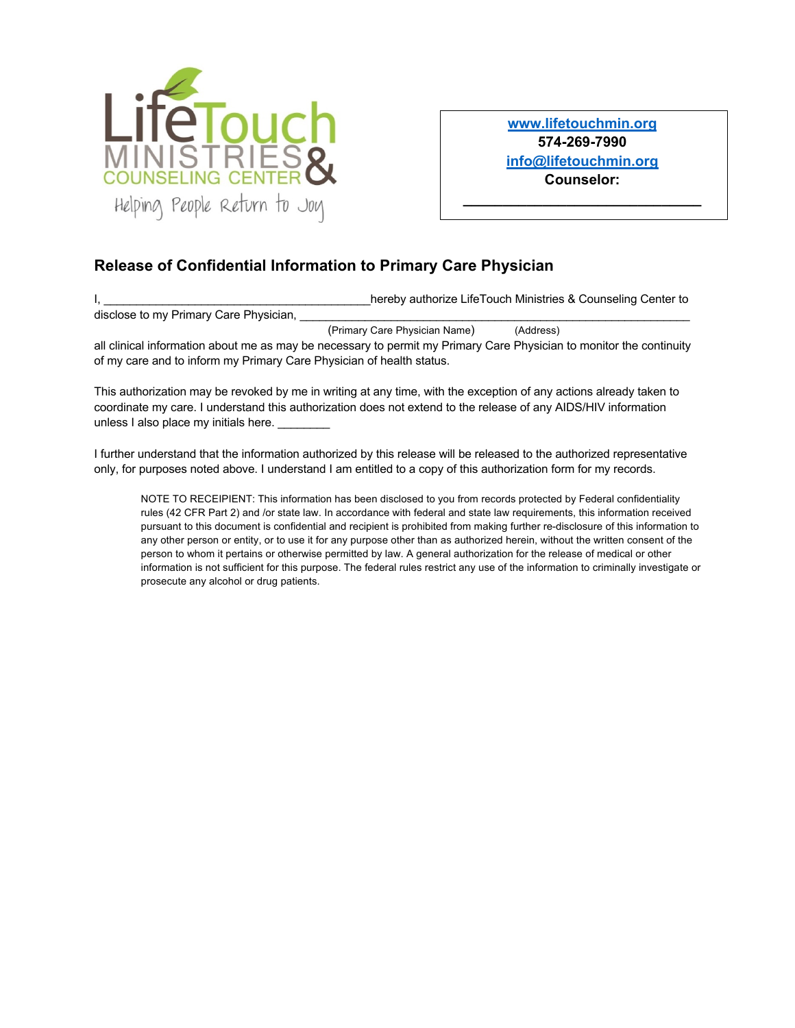LifeTouch MINISTRIES & COUNSELING CENTER

Helping People Return to Joy

www.lifetouchmin.org
**574-269-7990**
info@lifetouchmin.org
**Counselor:**

______________________________

## Release of Confidential Information to Primary Care Physician

I, ________________________________________hereby authorize LifeTouch Ministries & Counseling Center to disclose to my Primary Care Physician, ____________________________________________________________
(Primary Care Physician Name) (Address)
all clinical information about me as may be necessary to permit my Primary Care Physician to monitor the continuity of my care and to inform my Primary Care Physician of health status.

This authorization may be revoked by me in writing at any time, with the exception of any actions already taken to coordinate my care. I understand this authorization does not extend to the release of any AIDS/HIV information unless I also place my initials here. ________

I further understand that the information authorized by this release will be released to the authorized representative only, for purposes noted above. I understand I am entitled to a copy of this authorization form for my records.

> NOTE TO RECEIPIENT: This information has been disclosed to you from records protected by Federal confidentiality rules (42 CFR Part 2) and /or state law. In accordance with federal and state law requirements, this information received pursuant to this document is confidential and recipient is prohibited from making further re-disclosure of this information to any other person or entity, or to use it for any purpose other than as authorized herein, without the written consent of the person to whom it pertains or otherwise permitted by law. A general authorization for the release of medical or other information is not sufficient for this purpose. The federal rules restrict any use of the information to criminally investigate or prosecute any alcohol or drug patients.